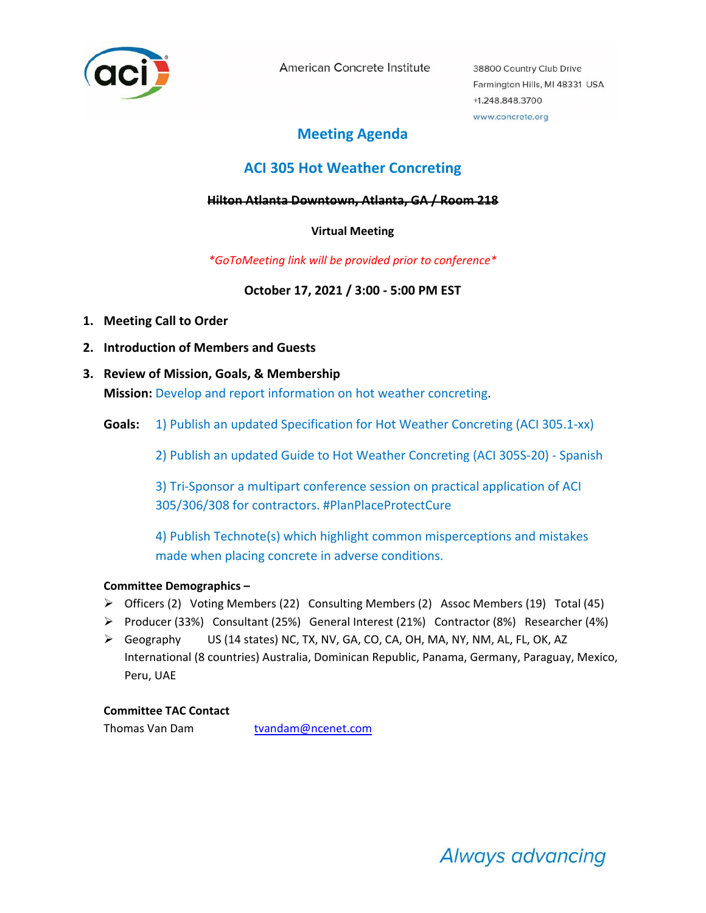American Concrete Institute

38800 Country Club Drive
Farmington Hills, MI 48331 USA
+1.248.848.3700
www.concrete.org

# Meeting Agenda

## ACI 305 Hot Weather Concreting

~~**Hilton Atlanta Downtown, Atlanta, GA / Room 218**~~

**Virtual Meeting**

*\*GoToMeeting link will be provided prior to conference\**

**October 17, 2021 / 3:00 - 5:00 PM EST**

1. **Meeting Call to Order**
2. **Introduction of Members and Guests**
3. **Review of Mission, Goals, & Membership**

**Mission:** Develop and report information on hot weather concreting.

**Goals:**

1) Publish an updated Specification for Hot Weather Concreting (ACI 305.1-xx)

2) Publish an updated Guide to Hot Weather Concreting (ACI 305S-20) - Spanish

3) Tri-Sponsor a multipart conference session on practical application of ACI 305/306/308 for contractors. #PlanPlaceProtectCure

4) Publish Technote(s) which highlight common misperceptions and mistakes made when placing concrete in adverse conditions.

**Committee Demographics –**

- Officers (2) Voting Members (22) Consulting Members (2) Assoc Members (19) Total (45)
- Producer (33%) Consultant (25%) General Interest (21%) Contractor (8%) Researcher (4%)
- Geography US (14 states) NC, TX, NV, GA, CO, CA, OH, MA, NY, NM, AL, FL, OK, AZ International (8 countries) Australia, Dominican Republic, Panama, Germany, Paraguay, Mexico, Peru, UAE

**Committee TAC Contact**

Thomas Van Dam tvandam@ncenet.com

*Always advancing*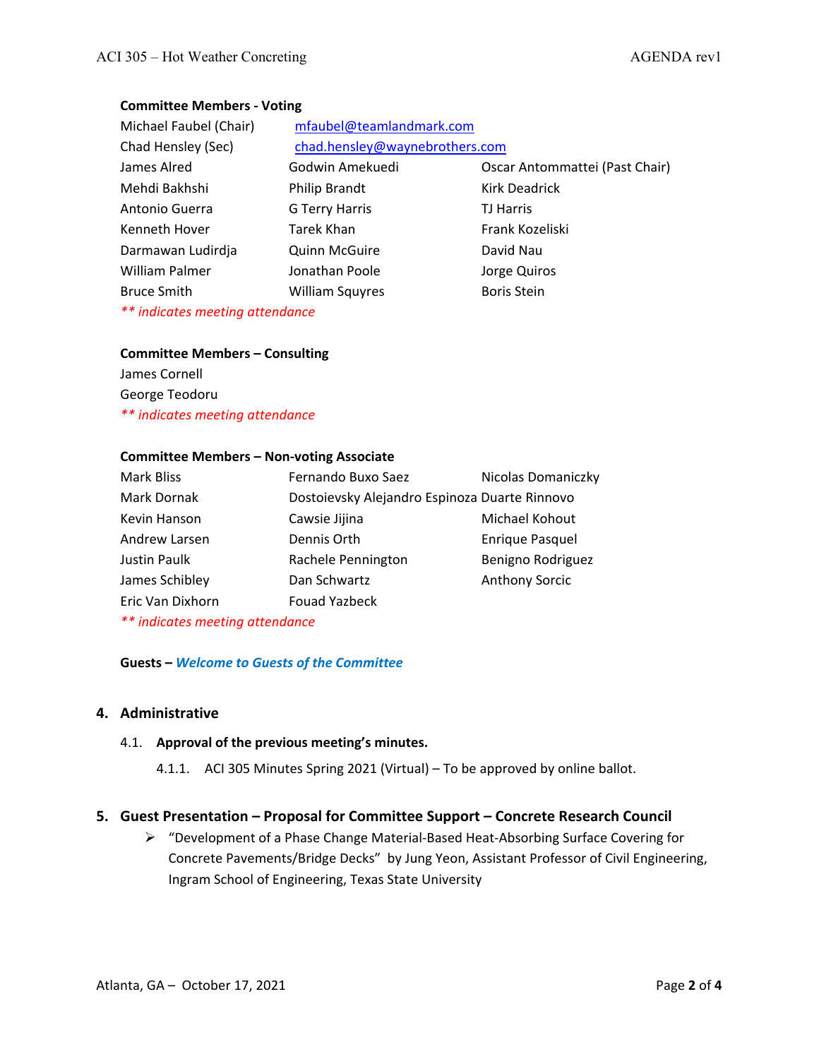**Committee Members - Voting**

| | | |
|---|---|---|
| Michael Faubel (Chair) | mfaubel@teamlandmark.com | |
| Chad Hensley (Sec) | chad.hensley@waynebrothers.com | |
| James Alred | Godwin Amekuedi | Oscar Antommattei (Past Chair) |
| Mehdi Bakhshi | Philip Brandt | Kirk Deadrick |
| Antonio Guerra | G Terry Harris | TJ Harris |
| Kenneth Hover | Tarek Khan | Frank Kozeliski |
| Darmawan Ludirdja | Quinn McGuire | David Nau |
| William Palmer | Jonathan Poole | Jorge Quiros |
| Bruce Smith | William Squyres | Boris Stein |

*\*\* indicates meeting attendance*

**Committee Members – Consulting**

James Cornell
George Teodoru

*\*\* indicates meeting attendance*

**Committee Members – Non-voting Associate**

| | | |
|---|---|---|
| Mark Bliss | Fernando Buxo Saez | Nicolas Domaniczky |
| Mark Dornak | Dostoievsky Alejandro Espinoza | Duarte Rinnovo |
| Kevin Hanson | Cawsie Jijina | Michael Kohout |
| Andrew Larsen | Dennis Orth | Enrique Pasquel |
| Justin Paulk | Rachele Pennington | Benigno Rodriguez |
| James Schibley | Dan Schwartz | Anthony Sorcic |
| Eric Van Dixhorn | Fouad Yazbeck | |

*\*\* indicates meeting attendance*

**Guests –** ***Welcome to Guests of the Committee***

## 4. Administrative

4.1. **Approval of the previous meeting's minutes.**

4.1.1. ACI 305 Minutes Spring 2021 (Virtual) – To be approved by online ballot.

## 5. Guest Presentation – Proposal for Committee Support – Concrete Research Council

- "Development of a Phase Change Material-Based Heat-Absorbing Surface Covering for Concrete Pavements/Bridge Decks" by Jung Yeon, Assistant Professor of Civil Engineering, Ingram School of Engineering, Texas State University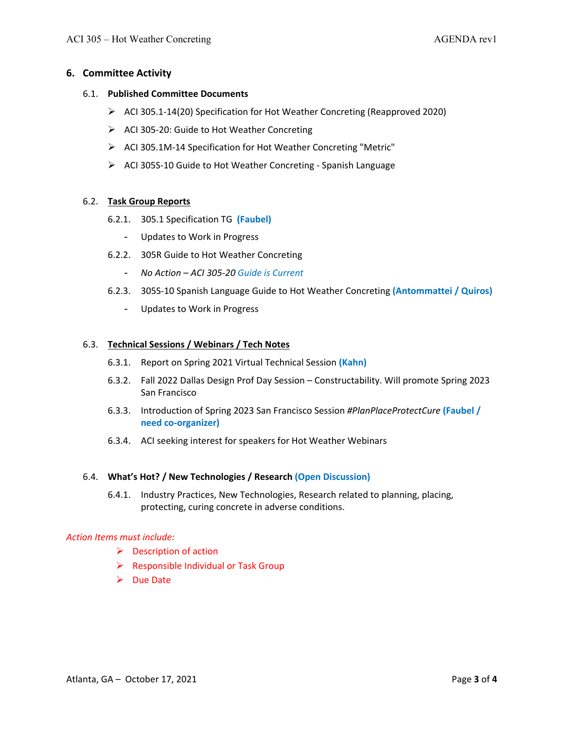## 6. Committee Activity

### 6.1. Published Committee Documents

- ACI 305.1-14(20) Specification for Hot Weather Concreting (Reapproved 2020)
- ACI 305-20: Guide to Hot Weather Concreting
- ACI 305.1M-14 Specification for Hot Weather Concreting "Metric"
- ACI 305S-10 Guide to Hot Weather Concreting - Spanish Language

### 6.2. Task Group Reports

6.2.1. 305.1 Specification TG **(Faubel)**

- Updates to Work in Progress

6.2.2. 305R Guide to Hot Weather Concreting

- *No Action – ACI 305-20 Guide is Current*

6.2.3. 305S-10 Spanish Language Guide to Hot Weather Concreting **(Antommattei / Quiros)**

- Updates to Work in Progress

### 6.3. Technical Sessions / Webinars / Tech Notes

6.3.1. Report on Spring 2021 Virtual Technical Session **(Kahn)**

6.3.2. Fall 2022 Dallas Design Prof Day Session – Constructability. Will promote Spring 2023 San Francisco

6.3.3. Introduction of Spring 2023 San Francisco Session *#PlanPlaceProtectCure* **(Faubel / need co-organizer)**

6.3.4. ACI seeking interest for speakers for Hot Weather Webinars

### 6.4. What's Hot? / New Technologies / Research **(Open Discussion)**

6.4.1. Industry Practices, New Technologies, Research related to planning, placing, protecting, curing concrete in adverse conditions.

*Action Items must include:*

- Description of action
- Responsible Individual or Task Group
- Due Date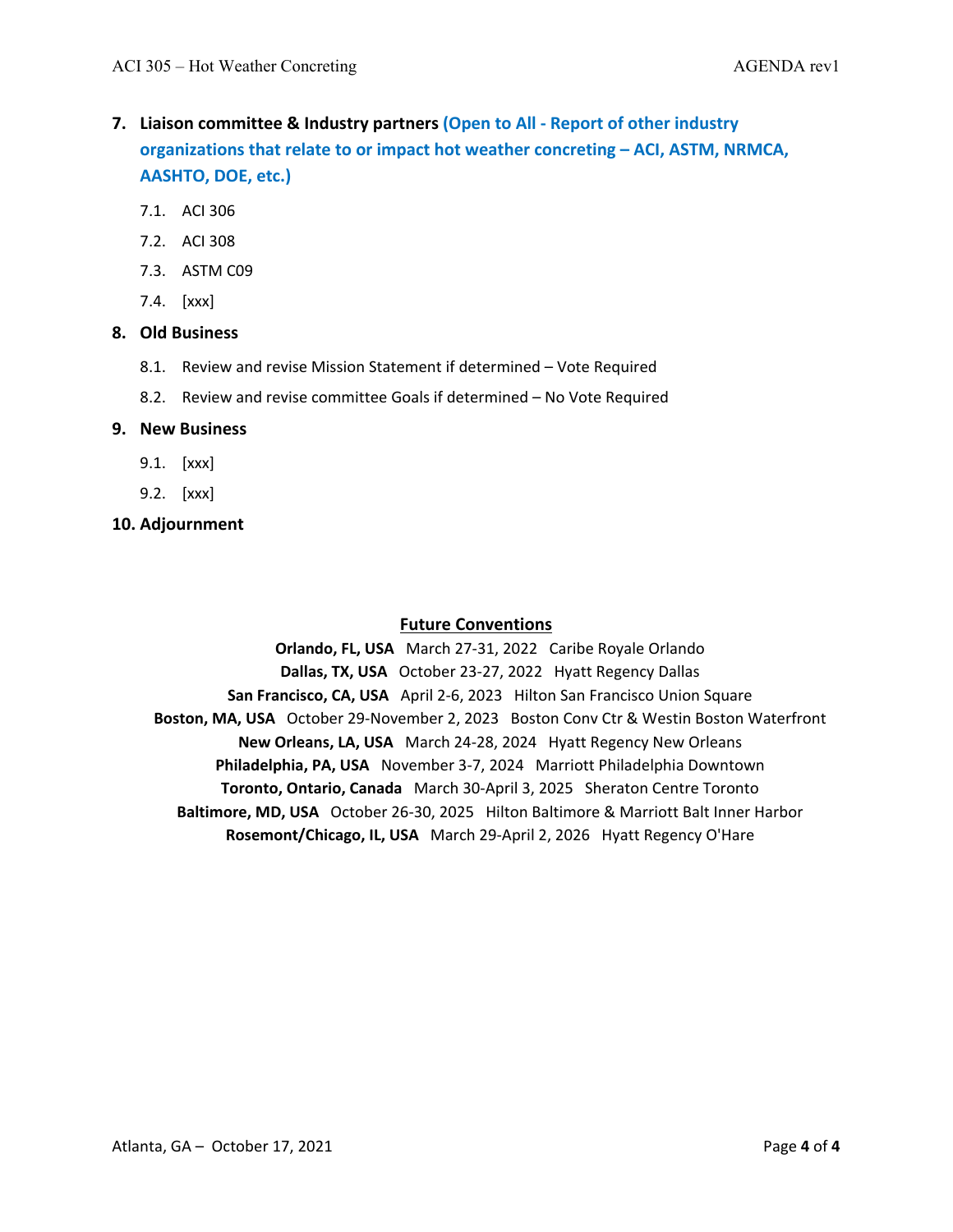7. **Liaison committee & Industry partners** **(Open to All - Report of other industry organizations that relate to or impact hot weather concreting – ACI, ASTM, NRMCA, AASHTO, DOE, etc.)**

   7.1. ACI 306

   7.2. ACI 308

   7.3. ASTM C09

   7.4. [xxx]

8. **Old Business**

   8.1. Review and revise Mission Statement if determined – Vote Required

   8.2. Review and revise committee Goals if determined – No Vote Required

9. **New Business**

   9.1. [xxx]

   9.2. [xxx]

10. **Adjournment**

**<u>Future Conventions</u>**

**Orlando, FL, USA** March 27-31, 2022 Caribe Royale Orlando
**Dallas, TX, USA** October 23-27, 2022 Hyatt Regency Dallas
**San Francisco, CA, USA** April 2-6, 2023 Hilton San Francisco Union Square
**Boston, MA, USA** October 29-November 2, 2023 Boston Conv Ctr & Westin Boston Waterfront
**New Orleans, LA, USA** March 24-28, 2024 Hyatt Regency New Orleans
**Philadelphia, PA, USA** November 3-7, 2024 Marriott Philadelphia Downtown
**Toronto, Ontario, Canada** March 30-April 3, 2025 Sheraton Centre Toronto
**Baltimore, MD, USA** October 26-30, 2025 Hilton Baltimore & Marriott Balt Inner Harbor
**Rosemont/Chicago, IL, USA** March 29-April 2, 2026 Hyatt Regency O'Hare